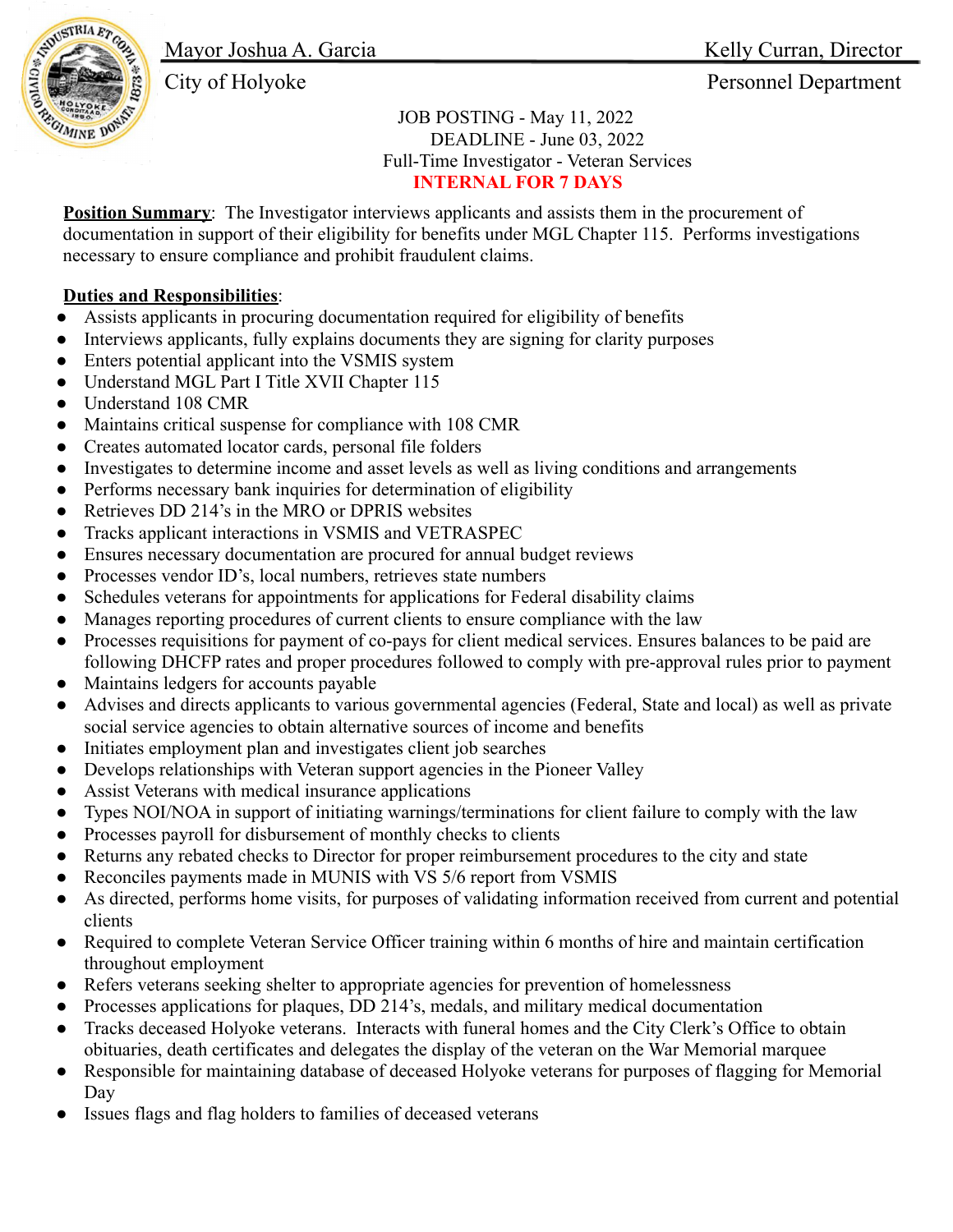Mayor Joshua A. Garcia | Kelly Curran, Director

City of Holyoke | Personnel Department

JOB POSTING - May 11, 2022
DEADLINE - June 03, 2022
Full-Time Investigator - Veteran Services
**INTERNAL FOR 7 DAYS**

**Position Summary**: The Investigator interviews applicants and assists them in the procurement of documentation in support of their eligibility for benefits under MGL Chapter 115. Performs investigations necessary to ensure compliance and prohibit fraudulent claims.

**Duties and Responsibilities**:

- Assists applicants in procuring documentation required for eligibility of benefits
- Interviews applicants, fully explains documents they are signing for clarity purposes
- Enters potential applicant into the VSMIS system
- Understand MGL Part I Title XVII Chapter 115
- Understand 108 CMR
- Maintains critical suspense for compliance with 108 CMR
- Creates automated locator cards, personal file folders
- Investigates to determine income and asset levels as well as living conditions and arrangements
- Performs necessary bank inquiries for determination of eligibility
- Retrieves DD 214's in the MRO or DPRIS websites
- Tracks applicant interactions in VSMIS and VETRASPEC
- Ensures necessary documentation are procured for annual budget reviews
- Processes vendor ID's, local numbers, retrieves state numbers
- Schedules veterans for appointments for applications for Federal disability claims
- Manages reporting procedures of current clients to ensure compliance with the law
- Processes requisitions for payment of co-pays for client medical services. Ensures balances to be paid are following DHCFP rates and proper procedures followed to comply with pre-approval rules prior to payment
- Maintains ledgers for accounts payable
- Advises and directs applicants to various governmental agencies (Federal, State and local) as well as private social service agencies to obtain alternative sources of income and benefits
- Initiates employment plan and investigates client job searches
- Develops relationships with Veteran support agencies in the Pioneer Valley
- Assist Veterans with medical insurance applications
- Types NOI/NOA in support of initiating warnings/terminations for client failure to comply with the law
- Processes payroll for disbursement of monthly checks to clients
- Returns any rebated checks to Director for proper reimbursement procedures to the city and state
- Reconciles payments made in MUNIS with VS 5/6 report from VSMIS
- As directed, performs home visits, for purposes of validating information received from current and potential clients
- Required to complete Veteran Service Officer training within 6 months of hire and maintain certification throughout employment
- Refers veterans seeking shelter to appropriate agencies for prevention of homelessness
- Processes applications for plaques, DD 214's, medals, and military medical documentation
- Tracks deceased Holyoke veterans. Interacts with funeral homes and the City Clerk's Office to obtain obituaries, death certificates and delegates the display of the veteran on the War Memorial marquee
- Responsible for maintaining database of deceased Holyoke veterans for purposes of flagging for Memorial Day
- Issues flags and flag holders to families of deceased veterans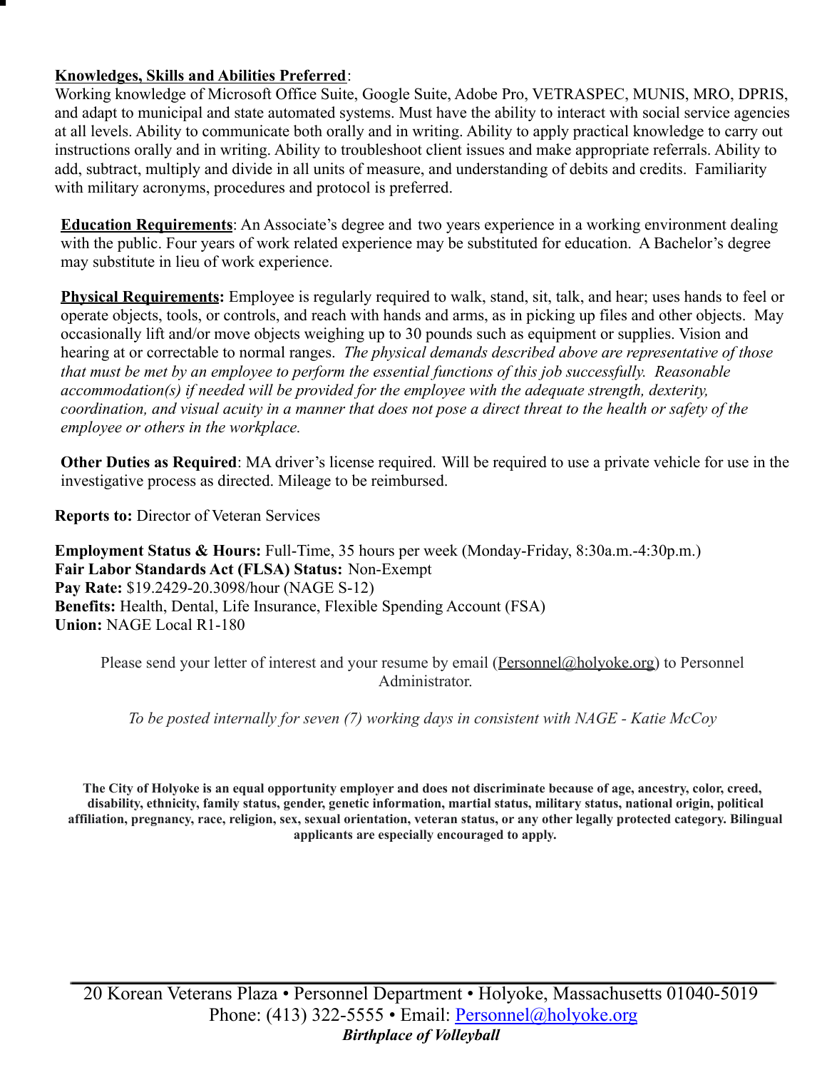**Knowledges, Skills and Abilities Preferred**:
Working knowledge of Microsoft Office Suite, Google Suite, Adobe Pro, VETRASPEC, MUNIS, MRO, DPRIS, and adapt to municipal and state automated systems. Must have the ability to interact with social service agencies at all levels. Ability to communicate both orally and in writing. Ability to apply practical knowledge to carry out instructions orally and in writing. Ability to troubleshoot client issues and make appropriate referrals. Ability to add, subtract, multiply and divide in all units of measure, and understanding of debits and credits. Familiarity with military acronyms, procedures and protocol is preferred.

**Education Requirements**: An Associate's degree and two years experience in a working environment dealing with the public. Four years of work related experience may be substituted for education. A Bachelor's degree may substitute in lieu of work experience.

**Physical Requirements:** Employee is regularly required to walk, stand, sit, talk, and hear; uses hands to feel or operate objects, tools, or controls, and reach with hands and arms, as in picking up files and other objects. May occasionally lift and/or move objects weighing up to 30 pounds such as equipment or supplies. Vision and hearing at or correctable to normal ranges. *The physical demands described above are representative of those that must be met by an employee to perform the essential functions of this job successfully. Reasonable accommodation(s) if needed will be provided for the employee with the adequate strength, dexterity, coordination, and visual acuity in a manner that does not pose a direct threat to the health or safety of the employee or others in the workplace.*

**Other Duties as Required**: MA driver's license required. Will be required to use a private vehicle for use in the investigative process as directed. Mileage to be reimbursed.

**Reports to:** Director of Veteran Services

**Employment Status & Hours:** Full-Time, 35 hours per week (Monday-Friday, 8:30a.m.-4:30p.m.)
**Fair Labor Standards Act (FLSA) Status:** Non-Exempt
**Pay Rate:** $19.2429-20.3098/hour (NAGE S-12)
**Benefits:** Health, Dental, Life Insurance, Flexible Spending Account (FSA)
**Union:** NAGE Local R1-180

Please send your letter of interest and your resume by email (Personnel@holyoke.org) to Personnel Administrator.

*To be posted internally for seven (7) working days in consistent with NAGE - Katie McCoy*

**The City of Holyoke is an equal opportunity employer and does not discriminate because of age, ancestry, color, creed, disability, ethnicity, family status, gender, genetic information, martial status, military status, national origin, political affiliation, pregnancy, race, religion, sex, sexual orientation, veteran status, or any other legally protected category. Bilingual applicants are especially encouraged to apply.**

20 Korean Veterans Plaza • Personnel Department • Holyoke, Massachusetts 01040-5019
Phone: (413) 322-5555 • Email: Personnel@holyoke.org
***Birthplace of Volleyball***